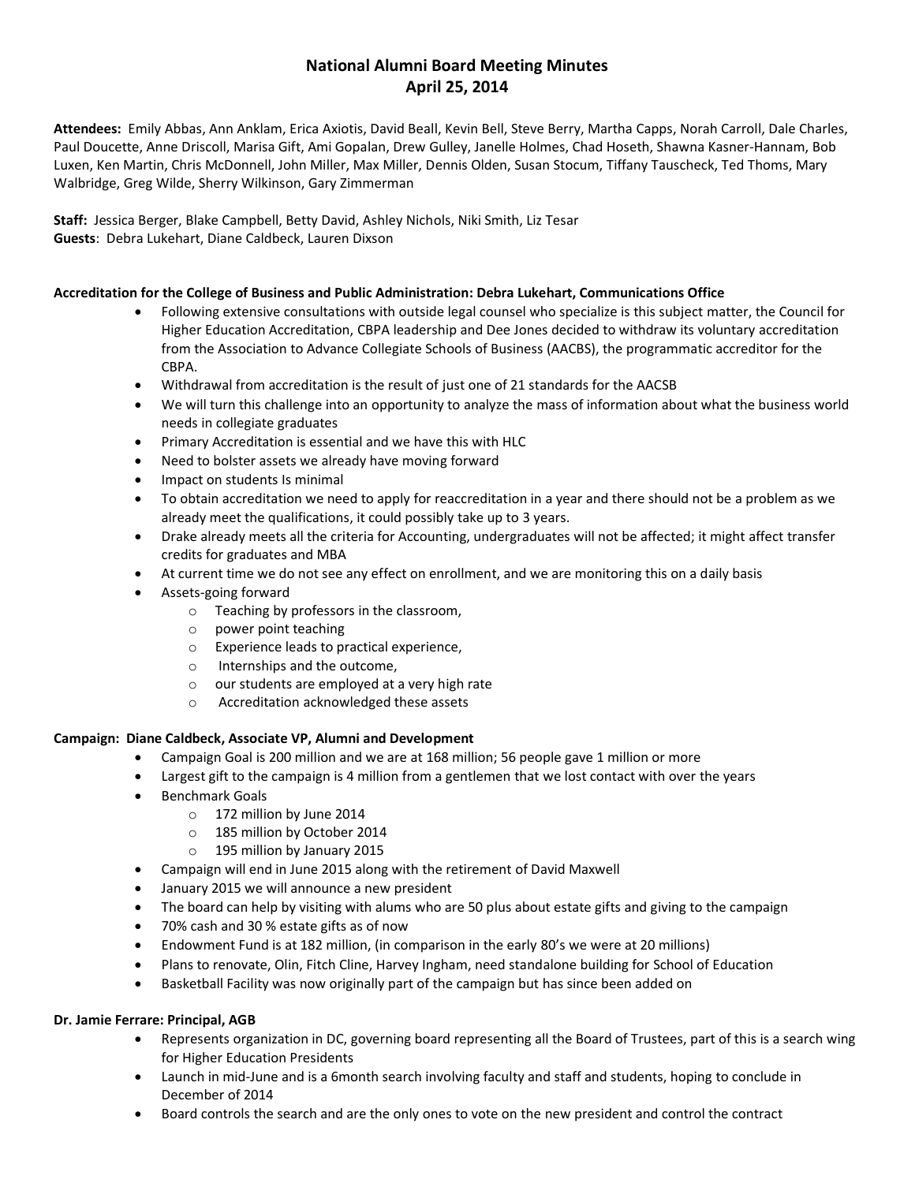# National Alumni Board Meeting Minutes
## April 25, 2014

**Attendees:** Emily Abbas, Ann Anklam, Erica Axiotis, David Beall, Kevin Bell, Steve Berry, Martha Capps, Norah Carroll, Dale Charles, Paul Doucette, Anne Driscoll, Marisa Gift, Ami Gopalan, Drew Gulley, Janelle Holmes, Chad Hoseth, Shawna Kasner-Hannam, Bob Luxen, Ken Martin, Chris McDonnell, John Miller, Max Miller, Dennis Olden, Susan Stocum, Tiffany Tauscheck, Ted Thoms, Mary Walbridge, Greg Wilde, Sherry Wilkinson, Gary Zimmerman

**Staff:** Jessica Berger, Blake Campbell, Betty David, Ashley Nichols, Niki Smith, Liz Tesar
**Guests**: Debra Lukehart, Diane Caldbeck, Lauren Dixson

**Accreditation for the College of Business and Public Administration: Debra Lukehart, Communications Office**

- Following extensive consultations with outside legal counsel who specialize is this subject matter, the Council for Higher Education Accreditation, CBPA leadership and Dee Jones decided to withdraw its voluntary accreditation from the Association to Advance Collegiate Schools of Business (AACBS), the programmatic accreditor for the CBPA.
- Withdrawal from accreditation is the result of just one of 21 standards for the AACSB
- We will turn this challenge into an opportunity to analyze the mass of information about what the business world needs in collegiate graduates
- Primary Accreditation is essential and we have this with HLC
- Need to bolster assets we already have moving forward
- Impact on students Is minimal
- To obtain accreditation we need to apply for reaccreditation in a year and there should not be a problem as we already meet the qualifications, it could possibly take up to 3 years.
- Drake already meets all the criteria for Accounting, undergraduates will not be affected; it might affect transfer credits for graduates and MBA
- At current time we do not see any effect on enrollment, and we are monitoring this on a daily basis
- Assets-going forward
  - Teaching by professors in the classroom,
  - power point teaching
  - Experience leads to practical experience,
  - Internships and the outcome,
  - our students are employed at a very high rate
  - Accreditation acknowledged these assets

**Campaign: Diane Caldbeck, Associate VP, Alumni and Development**

- Campaign Goal is 200 million and we are at 168 million; 56 people gave 1 million or more
- Largest gift to the campaign is 4 million from a gentlemen that we lost contact with over the years
- Benchmark Goals
  - 172 million by June 2014
  - 185 million by October 2014
  - 195 million by January 2015
- Campaign will end in June 2015 along with the retirement of David Maxwell
- January 2015 we will announce a new president
- The board can help by visiting with alums who are 50 plus about estate gifts and giving to the campaign
- 70% cash and 30 % estate gifts as of now
- Endowment Fund is at 182 million, (in comparison in the early 80's we were at 20 millions)
- Plans to renovate, Olin, Fitch Cline, Harvey Ingham, need standalone building for School of Education
- Basketball Facility was now originally part of the campaign but has since been added on

**Dr. Jamie Ferrare: Principal, AGB**

- Represents organization in DC, governing board representing all the Board of Trustees, part of this is a search wing for Higher Education Presidents
- Launch in mid-June and is a 6month search involving faculty and staff and students, hoping to conclude in December of 2014
- Board controls the search and are the only ones to vote on the new president and control the contract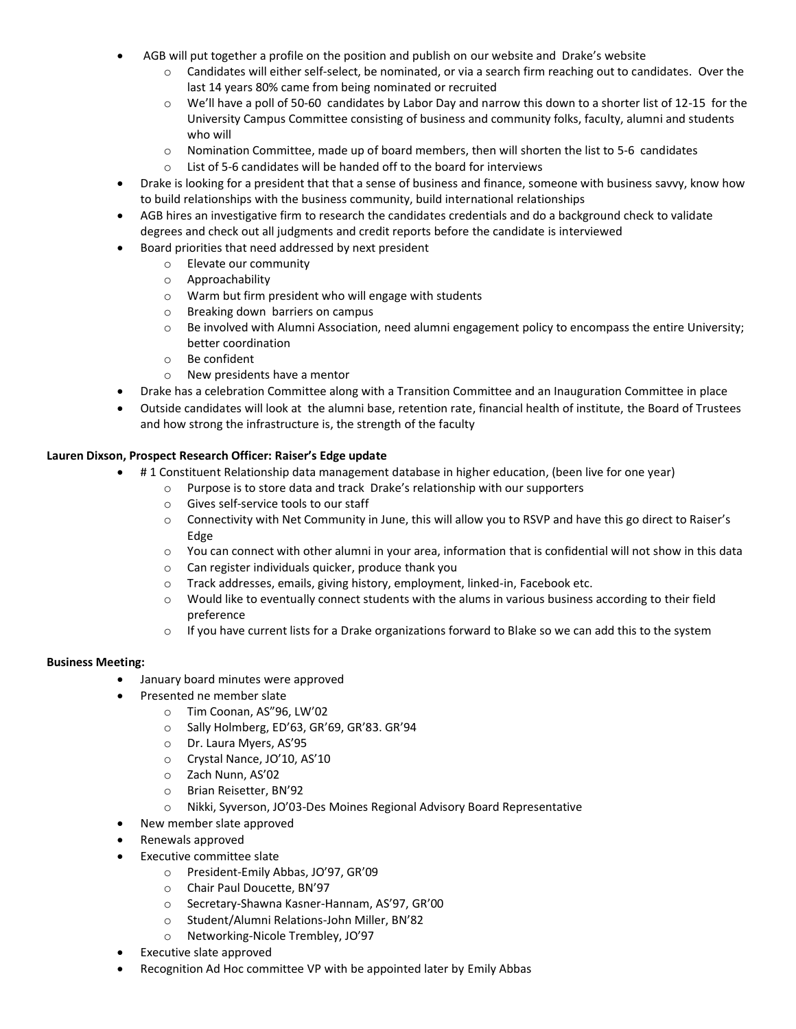- AGB will put together a profile on the position and publish on our website and Drake's website
  - Candidates will either self-select, be nominated, or via a search firm reaching out to candidates. Over the last 14 years 80% came from being nominated or recruited
  - We'll have a poll of 50-60 candidates by Labor Day and narrow this down to a shorter list of 12-15 for the University Campus Committee consisting of business and community folks, faculty, alumni and students who will
  - Nomination Committee, made up of board members, then will shorten the list to 5-6 candidates
  - List of 5-6 candidates will be handed off to the board for interviews
- Drake is looking for a president that that a sense of business and finance, someone with business savvy, know how to build relationships with the business community, build international relationships
- AGB hires an investigative firm to research the candidates credentials and do a background check to validate degrees and check out all judgments and credit reports before the candidate is interviewed
- Board priorities that need addressed by next president
  - Elevate our community
  - Approachability
  - Warm but firm president who will engage with students
  - Breaking down barriers on campus
  - Be involved with Alumni Association, need alumni engagement policy to encompass the entire University; better coordination
  - Be confident
  - New presidents have a mentor
- Drake has a celebration Committee along with a Transition Committee and an Inauguration Committee in place
- Outside candidates will look at the alumni base, retention rate, financial health of institute, the Board of Trustees and how strong the infrastructure is, the strength of the faculty

**Lauren Dixson, Prospect Research Officer: Raiser's Edge update**

- # 1 Constituent Relationship data management database in higher education, (been live for one year)
  - Purpose is to store data and track Drake's relationship with our supporters
  - Gives self-service tools to our staff
  - Connectivity with Net Community in June, this will allow you to RSVP and have this go direct to Raiser's Edge
  - You can connect with other alumni in your area, information that is confidential will not show in this data
  - Can register individuals quicker, produce thank you
  - Track addresses, emails, giving history, employment, linked-in, Facebook etc.
  - Would like to eventually connect students with the alums in various business according to their field preference
  - If you have current lists for a Drake organizations forward to Blake so we can add this to the system

**Business Meeting:**

- January board minutes were approved
- Presented ne member slate
  - Tim Coonan, AS"96, LW'02
  - Sally Holmberg, ED'63, GR'69, GR'83. GR'94
  - Dr. Laura Myers, AS'95
  - Crystal Nance, JO'10, AS'10
  - Zach Nunn, AS'02
  - Brian Reisetter, BN'92
  - Nikki, Syverson, JO'03-Des Moines Regional Advisory Board Representative
- New member slate approved
- Renewals approved
- Executive committee slate
  - President-Emily Abbas, JO'97, GR'09
  - Chair Paul Doucette, BN'97
  - Secretary-Shawna Kasner-Hannam, AS'97, GR'00
  - Student/Alumni Relations-John Miller, BN'82
  - Networking-Nicole Trembley, JO'97
- Executive slate approved
- Recognition Ad Hoc committee VP with be appointed later by Emily Abbas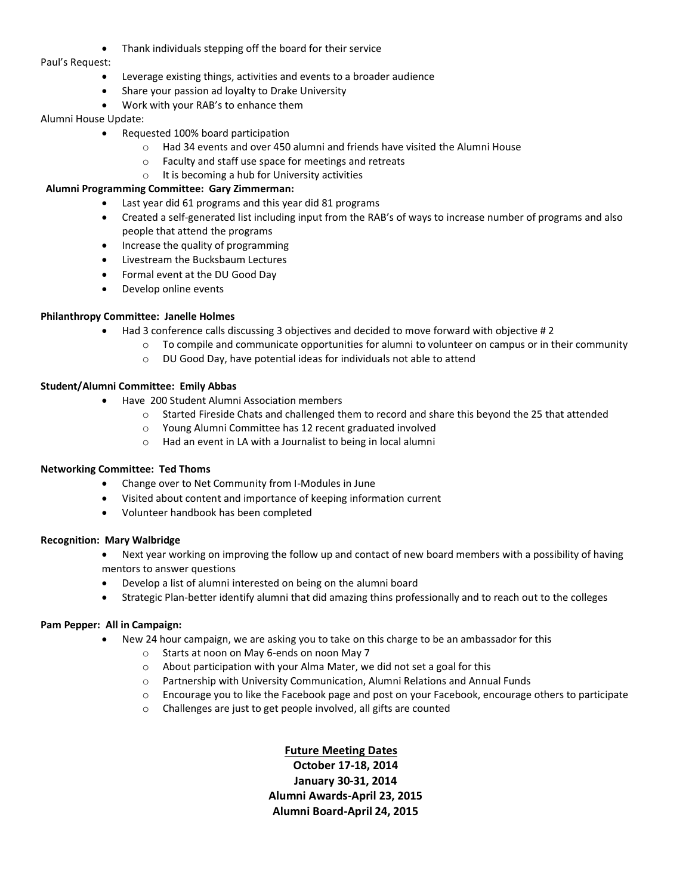- Thank individuals stepping off the board for their service

Paul's Request:

- Leverage existing things, activities and events to a broader audience
- Share your passion ad loyalty to Drake University
- Work with your RAB's to enhance them

Alumni House Update:

- Requested 100% board participation
  - Had 34 events and over 450 alumni and friends have visited the Alumni House
  - Faculty and staff use space for meetings and retreats
  - It is becoming a hub for University activities

**Alumni Programming Committee: Gary Zimmerman:**

- Last year did 61 programs and this year did 81 programs
- Created a self-generated list including input from the RAB's of ways to increase number of programs and also people that attend the programs
- Increase the quality of programming
- Livestream the Bucksbaum Lectures
- Formal event at the DU Good Day
- Develop online events

**Philanthropy Committee: Janelle Holmes**

- Had 3 conference calls discussing 3 objectives and decided to move forward with objective # 2
  - To compile and communicate opportunities for alumni to volunteer on campus or in their community
  - DU Good Day, have potential ideas for individuals not able to attend

**Student/Alumni Committee: Emily Abbas**

- Have 200 Student Alumni Association members
  - Started Fireside Chats and challenged them to record and share this beyond the 25 that attended
  - Young Alumni Committee has 12 recent graduated involved
  - Had an event in LA with a Journalist to being in local alumni

**Networking Committee: Ted Thoms**

- Change over to Net Community from I-Modules in June
- Visited about content and importance of keeping information current
- Volunteer handbook has been completed

**Recognition: Mary Walbridge**

- Next year working on improving the follow up and contact of new board members with a possibility of having mentors to answer questions
- Develop a list of alumni interested on being on the alumni board
- Strategic Plan-better identify alumni that did amazing thins professionally and to reach out to the colleges

**Pam Pepper: All in Campaign:**

- New 24 hour campaign, we are asking you to take on this charge to be an ambassador for this
  - Starts at noon on May 6-ends on noon May 7
  - About participation with your Alma Mater, we did not set a goal for this
  - Partnership with University Communication, Alumni Relations and Annual Funds
  - Encourage you to like the Facebook page and post on your Facebook, encourage others to participate
  - Challenges are just to get people involved, all gifts are counted

**<u>Future Meeting Dates</u>**

**October 17-18, 2014**

**January 30-31, 2014**

**Alumni Awards-April 23, 2015**

**Alumni Board-April 24, 2015**